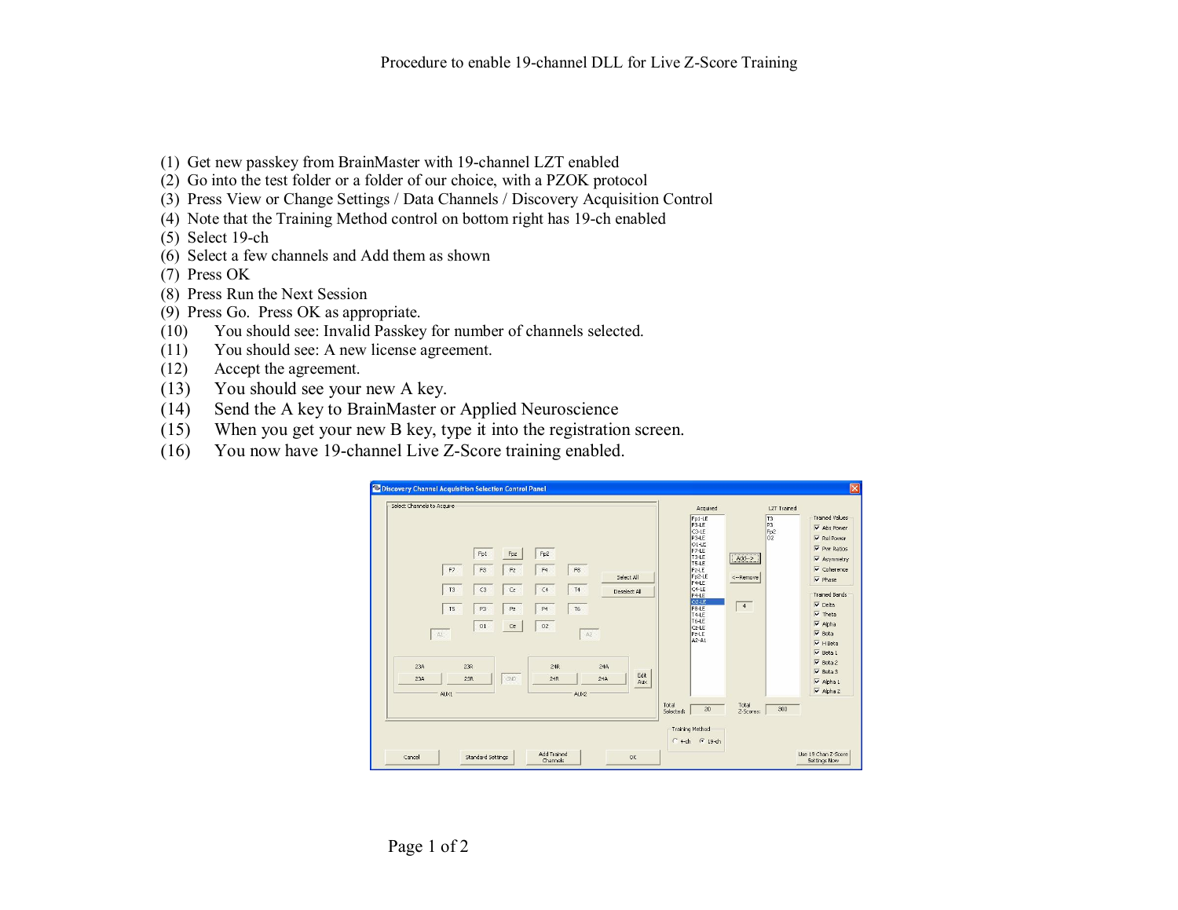# Procedure to enable 19-channel DLL for Live Z-Score Training

(1) Get new passkey from BrainMaster with 19-channel LZT enabled
(2) Go into the test folder or a folder of our choice, with a PZOK protocol
(3) Press View or Change Settings / Data Channels / Discovery Acquisition Control
(4) Note that the Training Method control on bottom right has 19-ch enabled
(5) Select 19-ch
(6) Select a few channels and Add them as shown
(7) Press OK
(8) Press Run the Next Session
(9) Press Go. Press OK as appropriate.
(10) You should see: Invalid Passkey for number of channels selected.
(11) You should see: A new license agreement.
(12) Accept the agreement.
(13) You should see your new A key.
(14) Send the A key to BrainMaster or Applied Neuroscience
(15) When you get your new B key, type it into the registration screen.
(16) You now have 19-channel Live Z-Score training enabled.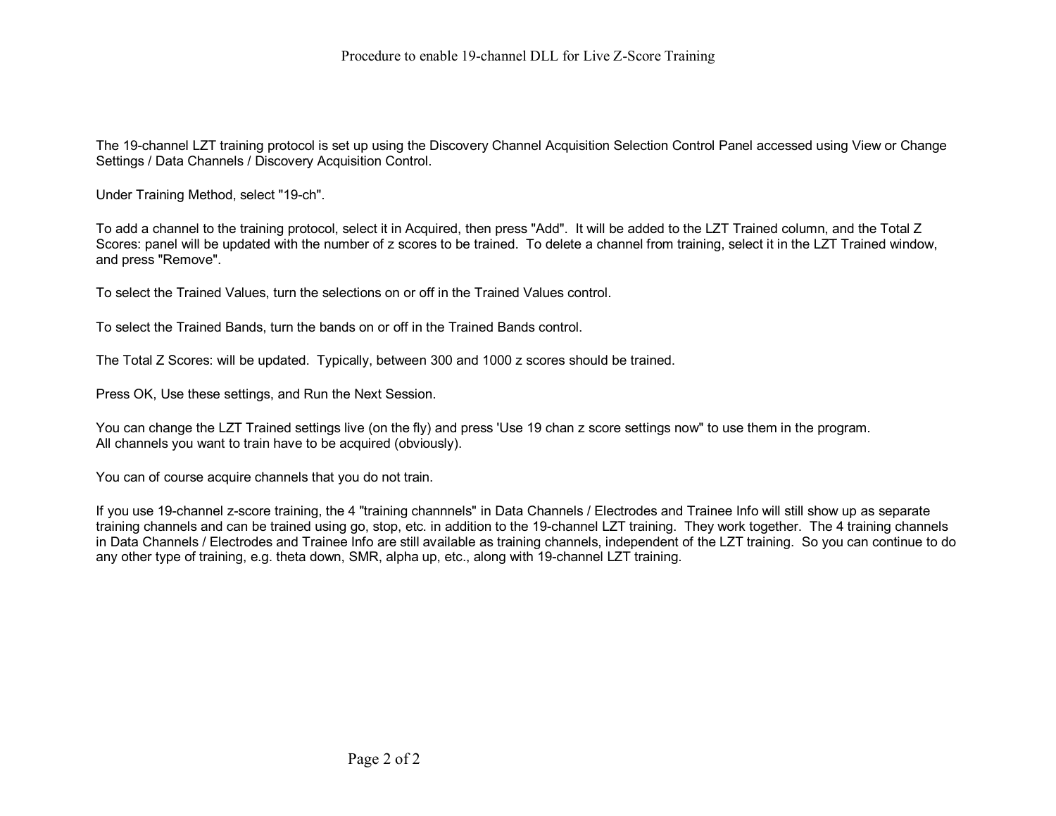The 19-channel LZT training protocol is set up using the Discovery Channel Acquisition Selection Control Panel accessed using View or Change Settings / Data Channels / Discovery Acquisition Control.

Under Training Method, select "19-ch".

To add a channel to the training protocol, select it in Acquired, then press "Add". It will be added to the LZT Trained column, and the Total Z Scores: panel will be updated with the number of z scores to be trained. To delete a channel from training, select it in the LZT Trained window, and press "Remove".

To select the Trained Values, turn the selections on or off in the Trained Values control.

To select the Trained Bands, turn the bands on or off in the Trained Bands control.

The Total Z Scores: will be updated. Typically, between 300 and 1000 z scores should be trained.

Press OK, Use these settings, and Run the Next Session.

You can change the LZT Trained settings live (on the fly) and press 'Use 19 chan z score settings now" to use them in the program.
All channels you want to train have to be acquired (obviously).

You can of course acquire channels that you do not train.

If you use 19-channel z-score training, the 4 "training channnels" in Data Channels / Electrodes and Trainee Info will still show up as separate training channels and can be trained using go, stop, etc. in addition to the 19-channel LZT training. They work together. The 4 training channels in Data Channels / Electrodes and Trainee Info are still available as training channels, independent of the LZT training. So you can continue to do any other type of training, e.g. theta down, SMR, alpha up, etc., along with 19-channel LZT training.